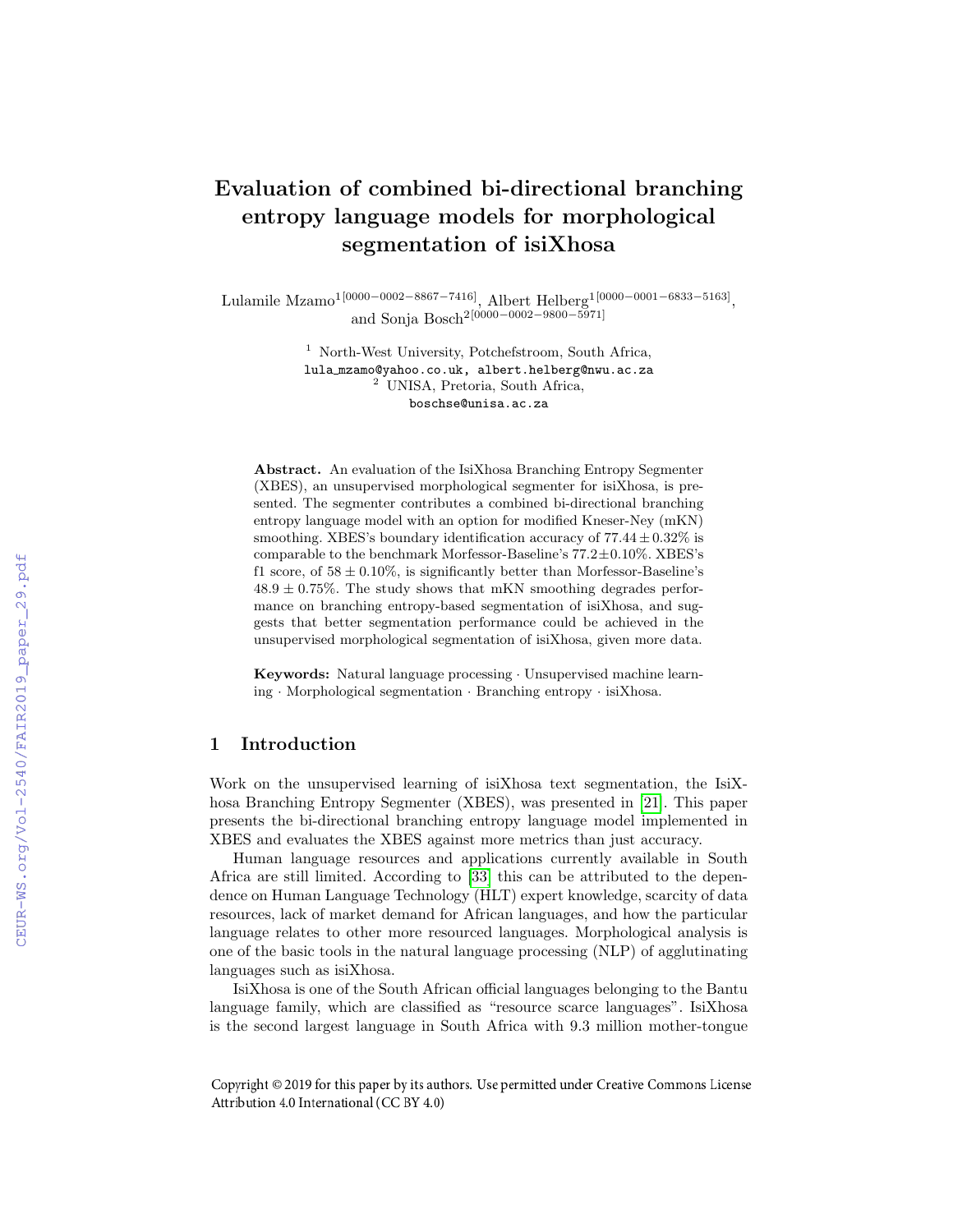# Evaluation of combined bi-directional branching entropy language models for morphological segmentation of isiXhosa

Lulamile Mzamo[1[0000−0002−8867−7416]], Albert Helberg[1[0000−0001−6833−5163]], and Sonja Bosch[2[0000−0002−9800−5971]]

[1] North-West University, Potchefstroom, South Africa,
lula_mzamo@yahoo.co.uk, albert.helberg@nwu.ac.za
[2] UNISA, Pretoria, South Africa,
boschse@unisa.ac.za

**Abstract.** An evaluation of the IsiXhosa Branching Entropy Segmenter (XBES), an unsupervised morphological segmenter for isiXhosa, is presented. The segmenter contributes a combined bi-directional branching entropy language model with an option for modified Kneser-Ney (mKN) smoothing. XBES's boundary identification accuracy of $77.44 \pm 0.32\%$ is comparable to the benchmark Morfessor-Baseline's $77.2 \pm 0.10\%$. XBES's f1 score, of $58 \pm 0.10\%$, is significantly better than Morfessor-Baseline's $48.9 \pm 0.75\%$. The study shows that mKN smoothing degrades performance on branching entropy-based segmentation of isiXhosa, and suggests that better segmentation performance could be achieved in the unsupervised morphological segmentation of isiXhosa, given more data.

**Keywords:** Natural language processing · Unsupervised machine learning · Morphological segmentation · Branching entropy · isiXhosa.

## 1 Introduction

Work on the unsupervised learning of isiXhosa text segmentation, the IsiXhosa Branching Entropy Segmenter (XBES), was presented in [21]. This paper presents the bi-directional branching entropy language model implemented in XBES and evaluates the XBES against more metrics than just accuracy.

Human language resources and applications currently available in South Africa are still limited. According to [33] this can be attributed to the dependence on Human Language Technology (HLT) expert knowledge, scarcity of data resources, lack of market demand for African languages, and how the particular language relates to other more resourced languages. Morphological analysis is one of the basic tools in the natural language processing (NLP) of agglutinating languages such as isiXhosa.

IsiXhosa is one of the South African official languages belonging to the Bantu language family, which are classified as "resource scarce languages". IsiXhosa is the second largest language in South Africa with 9.3 million mother-tongue

Copyright © 2019 for this paper by its authors. Use permitted under Creative Commons License Attribution 4.0 International (CC BY 4.0)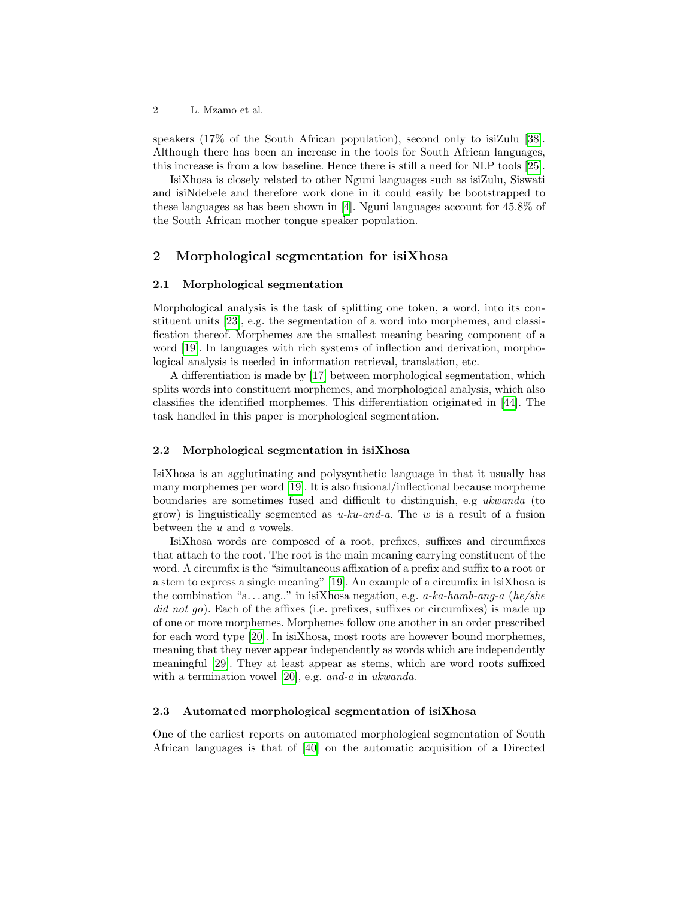speakers (17% of the South African population), second only to isiZulu [38]. Although there has been an increase in the tools for South African languages, this increase is from a low baseline. Hence there is still a need for NLP tools [25].

IsiXhosa is closely related to other Nguni languages such as isiZulu, Siswati and isiNdebele and therefore work done in it could easily be bootstrapped to these languages as has been shown in [4]. Nguni languages account for 45.8% of the South African mother tongue speaker population.

## 2 Morphological segmentation for isiXhosa

### 2.1 Morphological segmentation

Morphological analysis is the task of splitting one token, a word, into its constituent units [23], e.g. the segmentation of a word into morphemes, and classification thereof. Morphemes are the smallest meaning bearing component of a word [19]. In languages with rich systems of inflection and derivation, morphological analysis is needed in information retrieval, translation, etc.

A differentiation is made by [17] between morphological segmentation, which splits words into constituent morphemes, and morphological analysis, which also classifies the identified morphemes. This differentiation originated in [44]. The task handled in this paper is morphological segmentation.

### 2.2 Morphological segmentation in isiXhosa

IsiXhosa is an agglutinating and polysynthetic language in that it usually has many morphemes per word [19]. It is also fusional/inflectional because morpheme boundaries are sometimes fused and difficult to distinguish, e.g *ukwanda* (to grow) is linguistically segmented as *u-ku-and-a*. The *w* is a result of a fusion between the *u* and *a* vowels.

IsiXhosa words are composed of a root, prefixes, suffixes and circumfixes that attach to the root. The root is the main meaning carrying constituent of the word. A circumfix is the "simultaneous affixation of a prefix and suffix to a root or a stem to express a single meaning" [19]. An example of a circumfix in isiXhosa is the combination "a. . . ang.." in isiXhosa negation, e.g. *a-ka-hamb-ang-a* (*he/she did not go*). Each of the affixes (i.e. prefixes, suffixes or circumfixes) is made up of one or more morphemes. Morphemes follow one another in an order prescribed for each word type [20]. In isiXhosa, most roots are however bound morphemes, meaning that they never appear independently as words which are independently meaningful [29]. They at least appear as stems, which are word roots suffixed with a termination vowel [20], e.g. *and-a* in *ukwanda*.

### 2.3 Automated morphological segmentation of isiXhosa

One of the earliest reports on automated morphological segmentation of South African languages is that of [40] on the automatic acquisition of a Directed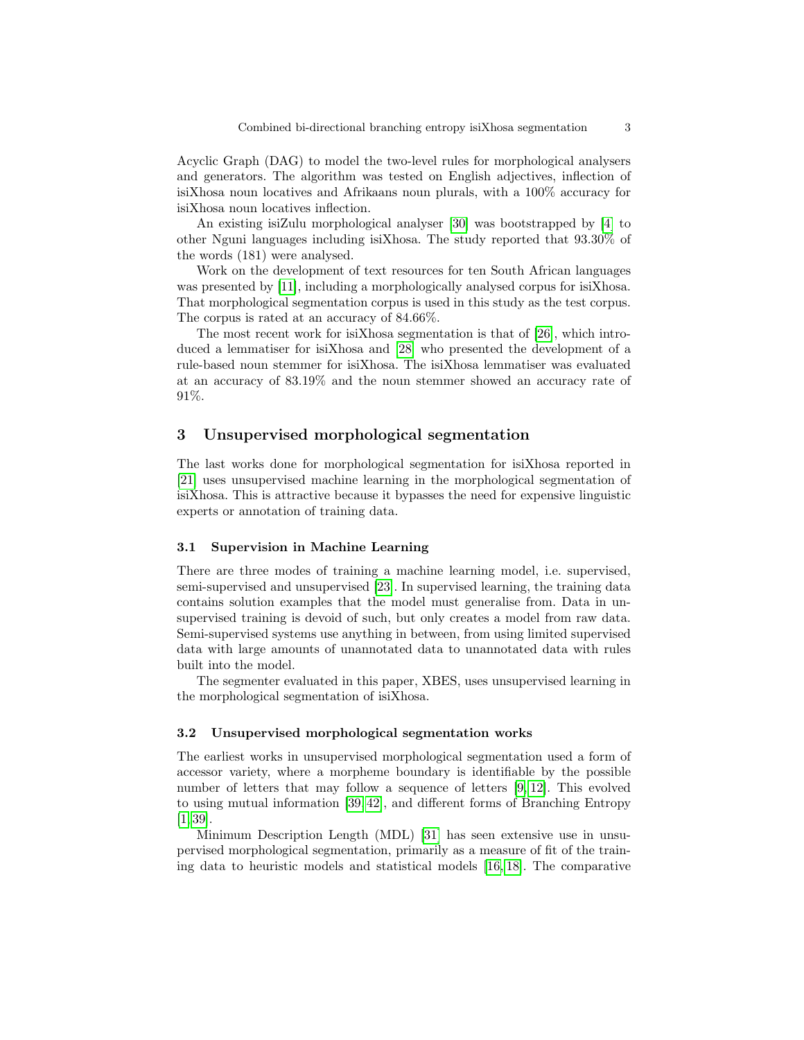Acyclic Graph (DAG) to model the two-level rules for morphological analysers and generators. The algorithm was tested on English adjectives, inflection of isiXhosa noun locatives and Afrikaans noun plurals, with a 100% accuracy for isiXhosa noun locatives inflection.

An existing isiZulu morphological analyser [30] was bootstrapped by [4] to other Nguni languages including isiXhosa. The study reported that 93.30% of the words (181) were analysed.

Work on the development of text resources for ten South African languages was presented by [11], including a morphologically analysed corpus for isiXhosa. That morphological segmentation corpus is used in this study as the test corpus. The corpus is rated at an accuracy of 84.66%.

The most recent work for isiXhosa segmentation is that of [26], which introduced a lemmatiser for isiXhosa and [28] who presented the development of a rule-based noun stemmer for isiXhosa. The isiXhosa lemmatiser was evaluated at an accuracy of 83.19% and the noun stemmer showed an accuracy rate of 91%.

## 3 Unsupervised morphological segmentation

The last works done for morphological segmentation for isiXhosa reported in [21] uses unsupervised machine learning in the morphological segmentation of isiXhosa. This is attractive because it bypasses the need for expensive linguistic experts or annotation of training data.

### 3.1 Supervision in Machine Learning

There are three modes of training a machine learning model, i.e. supervised, semi-supervised and unsupervised [23]. In supervised learning, the training data contains solution examples that the model must generalise from. Data in unsupervised training is devoid of such, but only creates a model from raw data. Semi-supervised systems use anything in between, from using limited supervised data with large amounts of unannotated data to unannotated data with rules built into the model.

The segmenter evaluated in this paper, XBES, uses unsupervised learning in the morphological segmentation of isiXhosa.

### 3.2 Unsupervised morphological segmentation works

The earliest works in unsupervised morphological segmentation used a form of accessor variety, where a morpheme boundary is identifiable by the possible number of letters that may follow a sequence of letters [9, 12]. This evolved to using mutual information [39, 42], and different forms of Branching Entropy [1, 39].

Minimum Description Length (MDL) [31] has seen extensive use in unsupervised morphological segmentation, primarily as a measure of fit of the training data to heuristic models and statistical models [16, 18]. The comparative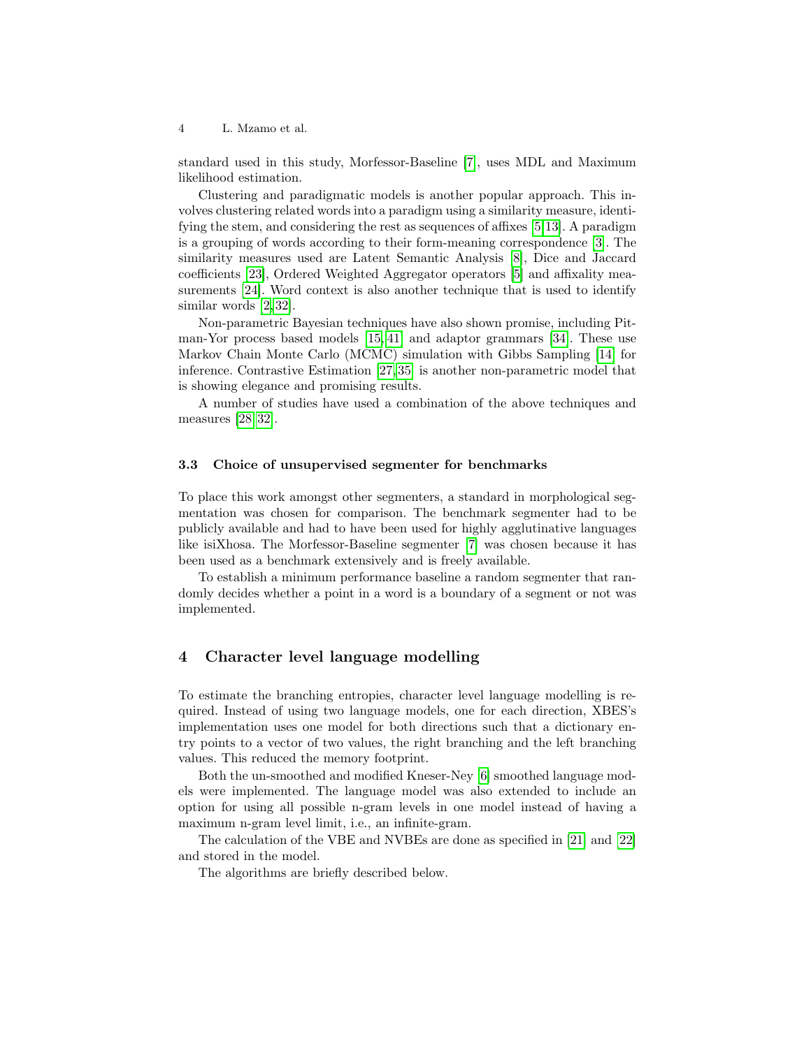standard used in this study, Morfessor-Baseline [7], uses MDL and Maximum likelihood estimation.

Clustering and paradigmatic models is another popular approach. This involves clustering related words into a paradigm using a similarity measure, identifying the stem, and considering the rest as sequences of affixes [5,13]. A paradigm is a grouping of words according to their form-meaning correspondence [3]. The similarity measures used are Latent Semantic Analysis [8], Dice and Jaccard coefficients [23], Ordered Weighted Aggregator operators [5] and affixality measurements [24]. Word context is also another technique that is used to identify similar words [2,32].

Non-parametric Bayesian techniques have also shown promise, including Pitman-Yor process based models [15,41] and adaptor grammars [34]. These use Markov Chain Monte Carlo (MCMC) simulation with Gibbs Sampling [14] for inference. Contrastive Estimation [27,35] is another non-parametric model that is showing elegance and promising results.

A number of studies have used a combination of the above techniques and measures [28,32].

### 3.3 Choice of unsupervised segmenter for benchmarks

To place this work amongst other segmenters, a standard in morphological segmentation was chosen for comparison. The benchmark segmenter had to be publicly available and had to have been used for highly agglutinative languages like isiXhosa. The Morfessor-Baseline segmenter [7] was chosen because it has been used as a benchmark extensively and is freely available.

To establish a minimum performance baseline a random segmenter that randomly decides whether a point in a word is a boundary of a segment or not was implemented.

## 4 Character level language modelling

To estimate the branching entropies, character level language modelling is required. Instead of using two language models, one for each direction, XBES's implementation uses one model for both directions such that a dictionary entry points to a vector of two values, the right branching and the left branching values. This reduced the memory footprint.

Both the un-smoothed and modified Kneser-Ney [6] smoothed language models were implemented. The language model was also extended to include an option for using all possible n-gram levels in one model instead of having a maximum n-gram level limit, i.e., an infinite-gram.

The calculation of the VBE and NVBEs are done as specified in [21] and [22] and stored in the model.

The algorithms are briefly described below.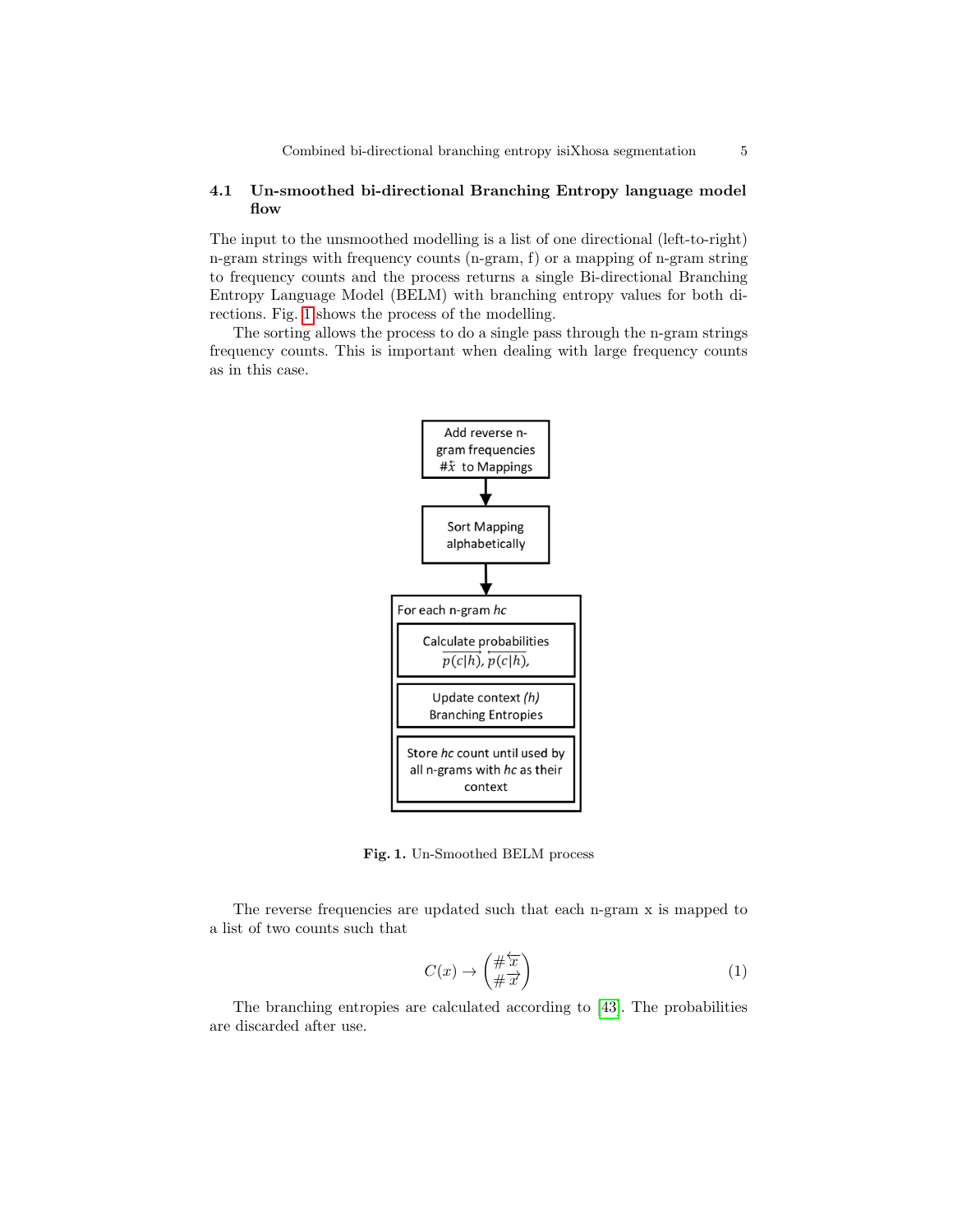### 4.1 Un-smoothed bi-directional Branching Entropy language model flow

The input to the unsmoothed modelling is a list of one directional (left-to-right) n-gram strings with frequency counts (n-gram, f) or a mapping of n-gram string to frequency counts and the process returns a single Bi-directional Branching Entropy Language Model (BELM) with branching entropy values for both directions. Fig. 1 shows the process of the modelling.

The sorting allows the process to do a single pass through the n-gram strings frequency counts. This is important when dealing with large frequency counts as in this case.

Add reverse n-gram frequencies $\#\overleftarrow{x}$ to Mappings

Sort Mapping alphabetically

For each n-gram *hc*

Calculate probabilities $\overrightarrow{p(c|h)}, \overleftarrow{p(c|h)},$

Update context *(h)* Branching Entropies

Store *hc* count until used by all n-grams with *hc* as their context

**Fig. 1.** Un-Smoothed BELM process

The reverse frequencies are updated such that each n-gram x is mapped to a list of two counts such that

$$C(x) \rightarrow \begin{pmatrix} \#\overleftarrow{x} \\ \#\overrightarrow{x} \end{pmatrix} \tag{1}$$

The branching entropies are calculated according to [43]. The probabilities are discarded after use.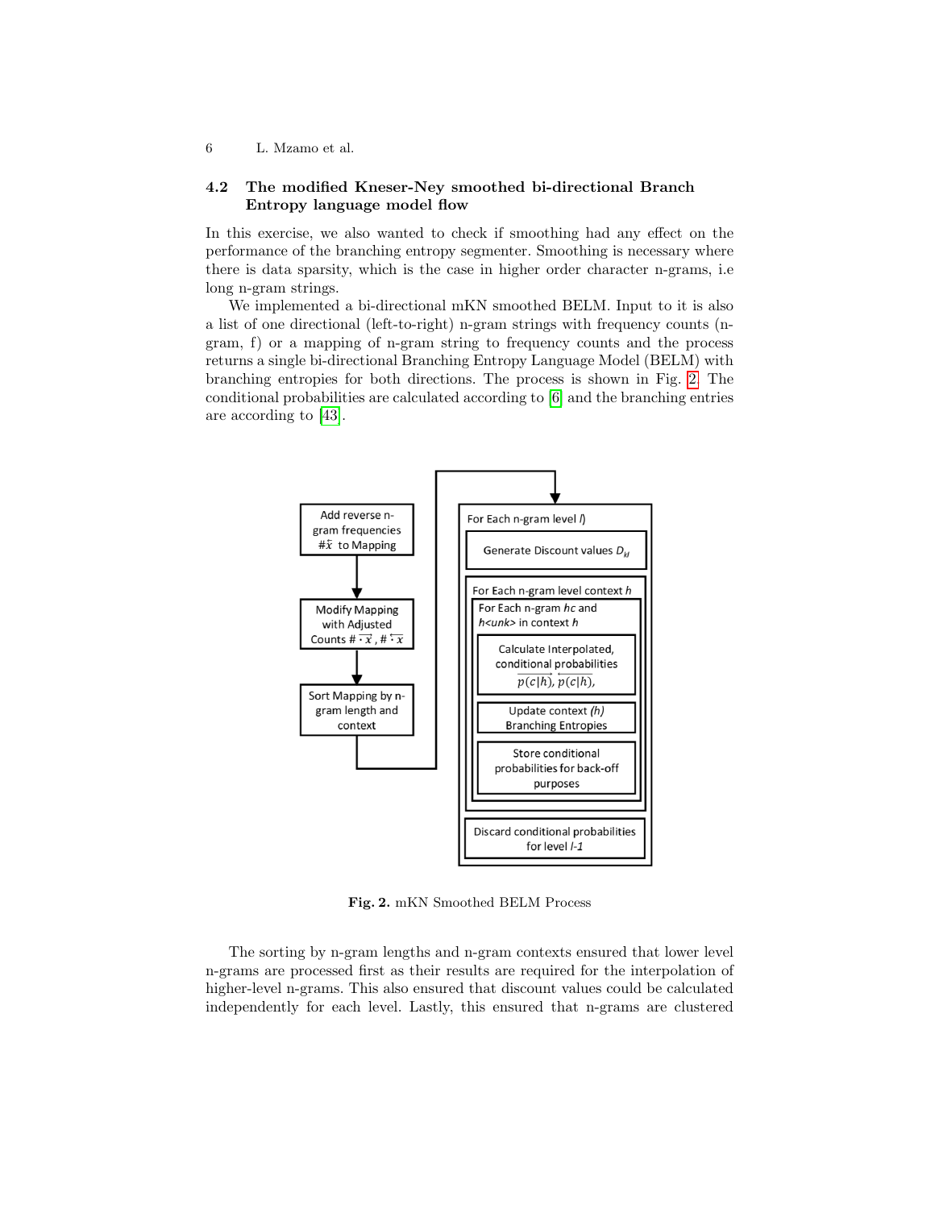### 4.2 The modified Kneser-Ney smoothed bi-directional Branch Entropy language model flow

In this exercise, we also wanted to check if smoothing had any effect on the performance of the branching entropy segmenter. Smoothing is necessary where there is data sparsity, which is the case in higher order character n-grams, i.e long n-gram strings.

We implemented a bi-directional mKN smoothed BELM. Input to it is also a list of one directional (left-to-right) n-gram strings with frequency counts (n-gram, f) or a mapping of n-gram string to frequency counts and the process returns a single bi-directional Branching Entropy Language Model (BELM) with branching entropies for both directions. The process is shown in Fig. 2. The conditional probabilities are calculated according to [6] and the branching entries are according to [43].

Fig. 2. mKN Smoothed BELM Process

The sorting by n-gram lengths and n-gram contexts ensured that lower level n-grams are processed first as their results are required for the interpolation of higher-level n-grams. This also ensured that discount values could be calculated independently for each level. Lastly, this ensured that n-grams are clustered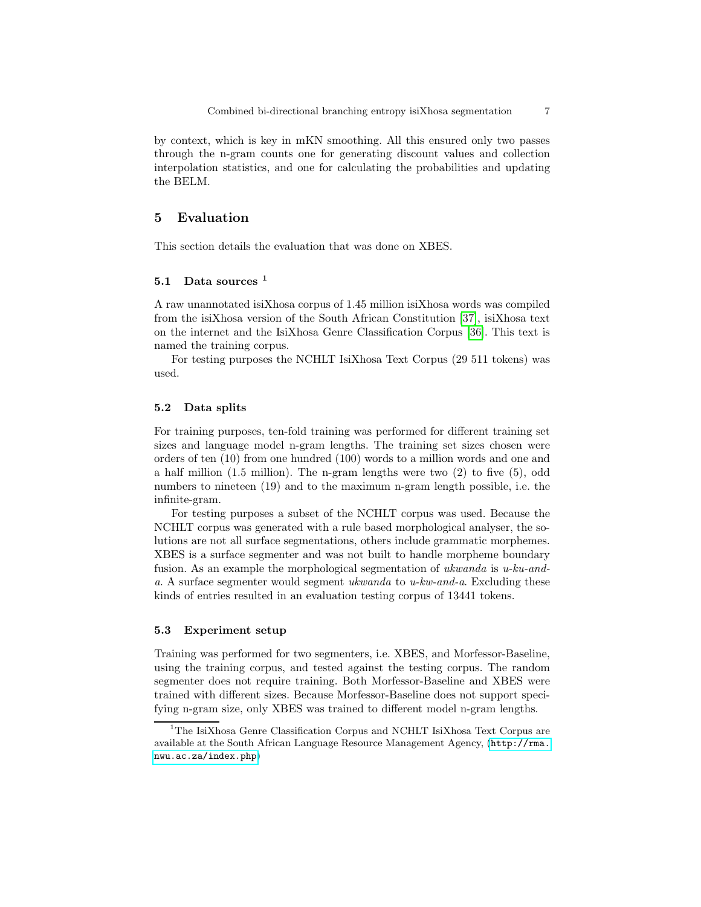by context, which is key in mKN smoothing. All this ensured only two passes through the n-gram counts one for generating discount values and collection interpolation statistics, and one for calculating the probabilities and updating the BELM.

## 5 Evaluation

This section details the evaluation that was done on XBES.

### 5.1 Data sources [1]

A raw unannotated isiXhosa corpus of 1.45 million isiXhosa words was compiled from the isiXhosa version of the South African Constitution [37], isiXhosa text on the internet and the IsiXhosa Genre Classification Corpus [36]. This text is named the training corpus.

For testing purposes the NCHLT IsiXhosa Text Corpus (29 511 tokens) was used.

### 5.2 Data splits

For training purposes, ten-fold training was performed for different training set sizes and language model n-gram lengths. The training set sizes chosen were orders of ten (10) from one hundred (100) words to a million words and one and a half million (1.5 million). The n-gram lengths were two (2) to five (5), odd numbers to nineteen (19) and to the maximum n-gram length possible, i.e. the infinite-gram.

For testing purposes a subset of the NCHLT corpus was used. Because the NCHLT corpus was generated with a rule based morphological analyser, the solutions are not all surface segmentations, others include grammatic morphemes. XBES is a surface segmenter and was not built to handle morpheme boundary fusion. As an example the morphological segmentation of *ukwanda* is *u-ku-and-a*. A surface segmenter would segment *ukwanda* to *u-kw-and-a*. Excluding these kinds of entries resulted in an evaluation testing corpus of 13441 tokens.

### 5.3 Experiment setup

Training was performed for two segmenters, i.e. XBES, and Morfessor-Baseline, using the training corpus, and tested against the testing corpus. The random segmenter does not require training. Both Morfessor-Baseline and XBES were trained with different sizes. Because Morfessor-Baseline does not support specifying n-gram size, only XBES was trained to different model n-gram lengths.

[1] The IsiXhosa Genre Classification Corpus and NCHLT IsiXhosa Text Corpus are available at the South African Language Resource Management Agency, (http://rma.nwu.ac.za/index.php)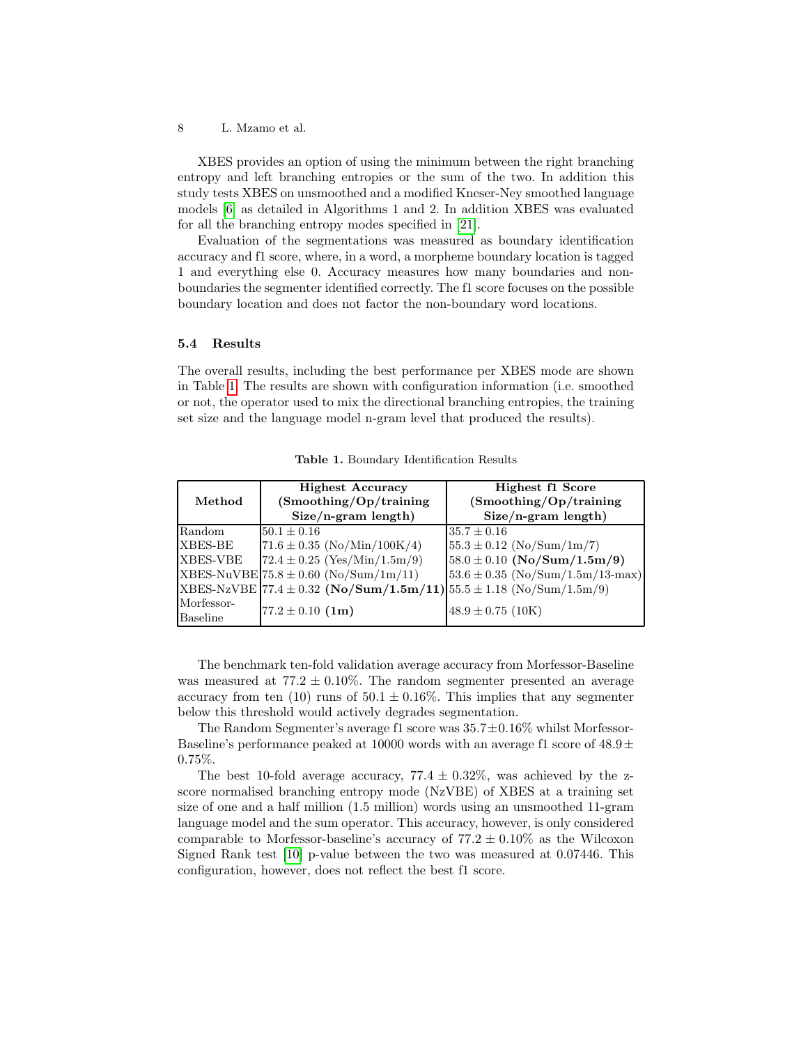XBES provides an option of using the minimum between the right branching entropy and left branching entropies or the sum of the two. In addition this study tests XBES on unsmoothed and a modified Kneser-Ney smoothed language models [6] as detailed in Algorithms 1 and 2. In addition XBES was evaluated for all the branching entropy modes specified in [21].

Evaluation of the segmentations was measured as boundary identification accuracy and f1 score, where, in a word, a morpheme boundary location is tagged 1 and everything else 0. Accuracy measures how many boundaries and non-boundaries the segmenter identified correctly. The f1 score focuses on the possible boundary location and does not factor the non-boundary word locations.

### 5.4 Results

The overall results, including the best performance per XBES mode are shown in Table 1. The results are shown with configuration information (i.e. smoothed or not, the operator used to mix the directional branching entropies, the training set size and the language model n-gram level that produced the results).

**Table 1.** Boundary Identification Results

| **Method** | **Highest Accuracy (Smoothing/Op/training Size/n-gram length)** | **Highest f1 Score (Smoothing/Op/training Size/n-gram length)** |
|---|---|---|
| Random | $50.1 \pm 0.16$ | $35.7 \pm 0.16$ |
| XBES-BE | $71.6 \pm 0.35$ (No/Min/100K/4) | $55.3 \pm 0.12$ (No/Sum/1m/7) |
| XBES-VBE | $72.4 \pm 0.25$ (Yes/Min/1.5m/9) | $58.0 \pm 0.10$ **(No/Sum/1.5m/9)** |
| XBES-NuVBE | $75.8 \pm 0.60$ (No/Sum/1m/11) | $53.6 \pm 0.35$ (No/Sum/1.5m/13-max) |
| XBES-NzVBE | $77.4 \pm 0.32$ **(No/Sum/1.5m/11)** | $55.5 \pm 1.18$ (No/Sum/1.5m/9) |
| Morfessor-Baseline | $77.2 \pm 0.10$ **(1m)** | $48.9 \pm 0.75$ (10K) |

The benchmark ten-fold validation average accuracy from Morfessor-Baseline was measured at $77.2 \pm 0.10\%$. The random segmenter presented an average accuracy from ten (10) runs of $50.1 \pm 0.16\%$. This implies that any segmenter below this threshold would actively degrades segmentation.

The Random Segmenter's average f1 score was $35.7 \pm 0.16\%$ whilst Morfessor-Baseline's performance peaked at 10000 words with an average f1 score of $48.9 \pm 0.75\%$.

The best 10-fold average accuracy, $77.4 \pm 0.32\%$, was achieved by the z-score normalised branching entropy mode (NzVBE) of XBES at a training set size of one and a half million (1.5 million) words using an unsmoothed 11-gram language model and the sum operator. This accuracy, however, is only considered comparable to Morfessor-baseline's accuracy of $77.2 \pm 0.10\%$ as the Wilcoxon Signed Rank test [10] p-value between the two was measured at 0.07446. This configuration, however, does not reflect the best f1 score.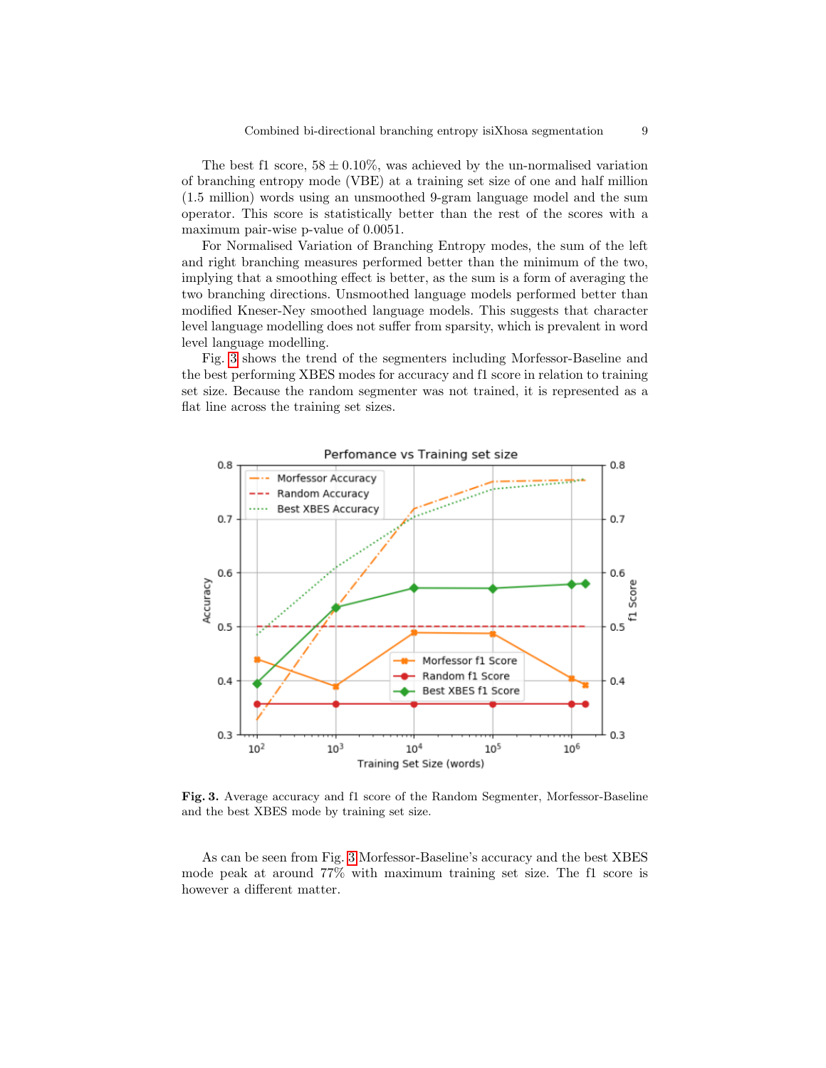The best f1 score, $58 \pm 0.10\%$, was achieved by the un-normalised variation of branching entropy mode (VBE) at a training set size of one and half million (1.5 million) words using an unsmoothed 9-gram language model and the sum operator. This score is statistically better than the rest of the scores with a maximum pair-wise p-value of 0.0051.

For Normalised Variation of Branching Entropy modes, the sum of the left and right branching measures performed better than the minimum of the two, implying that a smoothing effect is better, as the sum is a form of averaging the two branching directions. Unsmoothed language models performed better than modified Kneser-Ney smoothed language models. This suggests that character level language modelling does not suffer from sparsity, which is prevalent in word level language modelling.

Fig. 3 shows the trend of the segmenters including Morfessor-Baseline and the best performing XBES modes for accuracy and f1 score in relation to training set size. Because the random segmenter was not trained, it is represented as a flat line across the training set sizes.

**Fig. 3.** Average accuracy and f1 score of the Random Segmenter, Morfessor-Baseline and the best XBES mode by training set size.

As can be seen from Fig. 3 Morfessor-Baseline's accuracy and the best XBES mode peak at around 77% with maximum training set size. The f1 score is however a different matter.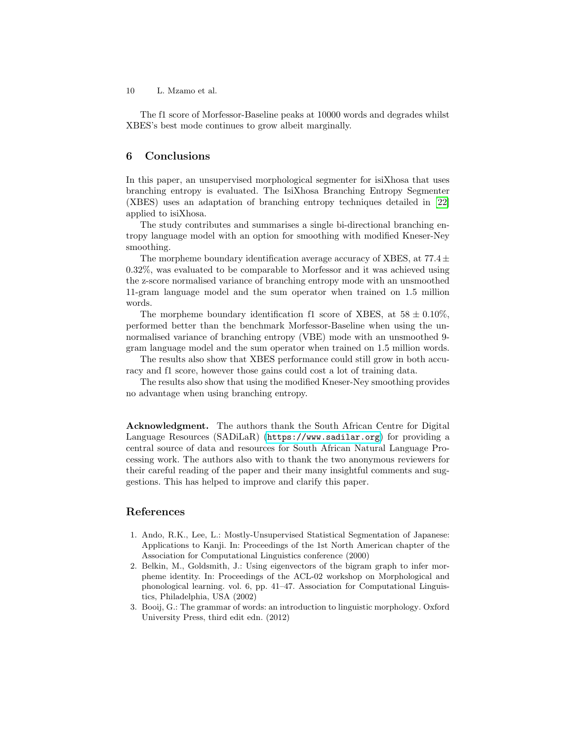The f1 score of Morfessor-Baseline peaks at 10000 words and degrades whilst XBES's best mode continues to grow albeit marginally.

## 6 Conclusions

In this paper, an unsupervised morphological segmenter for isiXhosa that uses branching entropy is evaluated. The IsiXhosa Branching Entropy Segmenter (XBES) uses an adaptation of branching entropy techniques detailed in [22] applied to isiXhosa.

The study contributes and summarises a single bi-directional branching entropy language model with an option for smoothing with modified Kneser-Ney smoothing.

The morpheme boundary identification average accuracy of XBES, at $77.4 \pm 0.32\%$, was evaluated to be comparable to Morfessor and it was achieved using the z-score normalised variance of branching entropy mode with an unsmoothed 11-gram language model and the sum operator when trained on 1.5 million words.

The morpheme boundary identification f1 score of XBES, at $58 \pm 0.10\%$, performed better than the benchmark Morfessor-Baseline when using the unnormalised variance of branching entropy (VBE) mode with an unsmoothed 9-gram language model and the sum operator when trained on 1.5 million words.

The results also show that XBES performance could still grow in both accuracy and f1 score, however those gains could cost a lot of training data.

The results also show that using the modified Kneser-Ney smoothing provides no advantage when using branching entropy.

**Acknowledgment.** The authors thank the South African Centre for Digital Language Resources (SADiLaR) (https://www.sadilar.org) for providing a central source of data and resources for South African Natural Language Processing work. The authors also with to thank the two anonymous reviewers for their careful reading of the paper and their many insightful comments and suggestions. This has helped to improve and clarify this paper.

## References

1. Ando, R.K., Lee, L.: Mostly-Unsupervised Statistical Segmentation of Japanese: Applications to Kanji. In: Proceedings of the 1st North American chapter of the Association for Computational Linguistics conference (2000)
2. Belkin, M., Goldsmith, J.: Using eigenvectors of the bigram graph to infer morpheme identity. In: Proceedings of the ACL-02 workshop on Morphological and phonological learning. vol. 6, pp. 41–47. Association for Computational Linguistics, Philadelphia, USA (2002)
3. Booij, G.: The grammar of words: an introduction to linguistic morphology. Oxford University Press, third edit edn. (2012)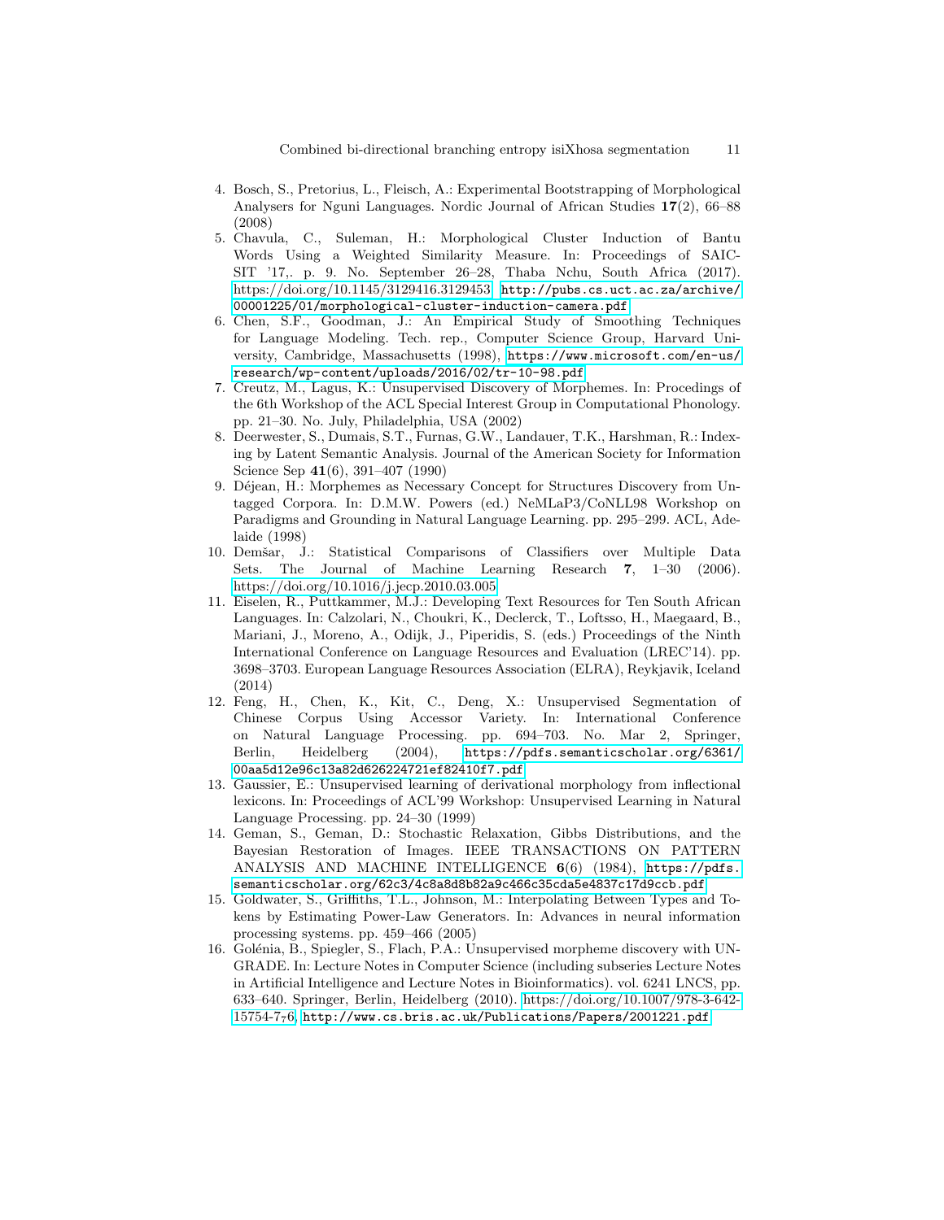4. Bosch, S., Pretorius, L., Fleisch, A.: Experimental Bootstrapping of Morphological Analysers for Nguni Languages. Nordic Journal of African Studies **17**(2), 66–88 (2008)
5. Chavula, C., Suleman, H.: Morphological Cluster Induction of Bantu Words Using a Weighted Similarity Measure. In: Proceedings of SAIC-SIT '17,. p. 9. No. September 26–28, Thaba Nchu, South Africa (2017). https://doi.org/10.1145/3129416.3129453, http://pubs.cs.uct.ac.za/archive/00001225/01/morphological-cluster-induction-camera.pdf
6. Chen, S.F., Goodman, J.: An Empirical Study of Smoothing Techniques for Language Modeling. Tech. rep., Computer Science Group, Harvard University, Cambridge, Massachusetts (1998), https://www.microsoft.com/en-us/research/wp-content/uploads/2016/02/tr-10-98.pdf
7. Creutz, M., Lagus, K.: Unsupervised Discovery of Morphemes. In: Procedings of the 6th Workshop of the ACL Special Interest Group in Computational Phonology. pp. 21–30. No. July, Philadelphia, USA (2002)
8. Deerwester, S., Dumais, S.T., Furnas, G.W., Landauer, T.K., Harshman, R.: Indexing by Latent Semantic Analysis. Journal of the American Society for Information Science Sep **41**(6), 391–407 (1990)
9. Déjean, H.: Morphemes as Necessary Concept for Structures Discovery from Untagged Corpora. In: D.M.W. Powers (ed.) NeMLaP3/CoNLL98 Workshop on Paradigms and Grounding in Natural Language Learning. pp. 295–299. ACL, Adelaide (1998)
10. Demšar, J.: Statistical Comparisons of Classifiers over Multiple Data Sets. The Journal of Machine Learning Research **7**, 1–30 (2006). https://doi.org/10.1016/j.jecp.2010.03.005
11. Eiselen, R., Puttkammer, M.J.: Developing Text Resources for Ten South African Languages. In: Calzolari, N., Choukri, K., Declerck, T., Loftsso, H., Maegaard, B., Mariani, J., Moreno, A., Odijk, J., Piperidis, S. (eds.) Proceedings of the Ninth International Conference on Language Resources and Evaluation (LREC'14). pp. 3698–3703. European Language Resources Association (ELRA), Reykjavik, Iceland (2014)
12. Feng, H., Chen, K., Kit, C., Deng, X.: Unsupervised Segmentation of Chinese Corpus Using Accessor Variety. In: International Conference on Natural Language Processing. pp. 694–703. No. Mar 2, Springer, Berlin, Heidelberg (2004), https://pdfs.semanticscholar.org/6361/00aa5d12e96c13a82d626224721ef82410f7.pdf
13. Gaussier, E.: Unsupervised learning of derivational morphology from inflectional lexicons. In: Proceedings of ACL'99 Workshop: Unsupervised Learning in Natural Language Processing. pp. 24–30 (1999)
14. Geman, S., Geman, D.: Stochastic Relaxation, Gibbs Distributions, and the Bayesian Restoration of Images. IEEE TRANSACTIONS ON PATTERN ANALYSIS AND MACHINE INTELLIGENCE **6**(6) (1984), https://pdfs.semanticscholar.org/62c3/4c8a8d8b82a9c466c35cda5e4837c17d9ccb.pdf
15. Goldwater, S., Griffiths, T.L., Johnson, M.: Interpolating Between Types and Tokens by Estimating Power-Law Generators. In: Advances in neural information processing systems. pp. 459–466 (2005)
16. Golénia, B., Spiegler, S., Flach, P.A.: Unsupervised morpheme discovery with UNGRADE. In: Lecture Notes in Computer Science (including subseries Lecture Notes in Artificial Intelligence and Lecture Notes in Bioinformatics). vol. 6241 LNCS, pp. 633–640. Springer, Berlin, Heidelberg (2010). https://doi.org/10.1007/978-3-642-15754-7_76, http://www.cs.bris.ac.uk/Publications/Papers/2001221.pdf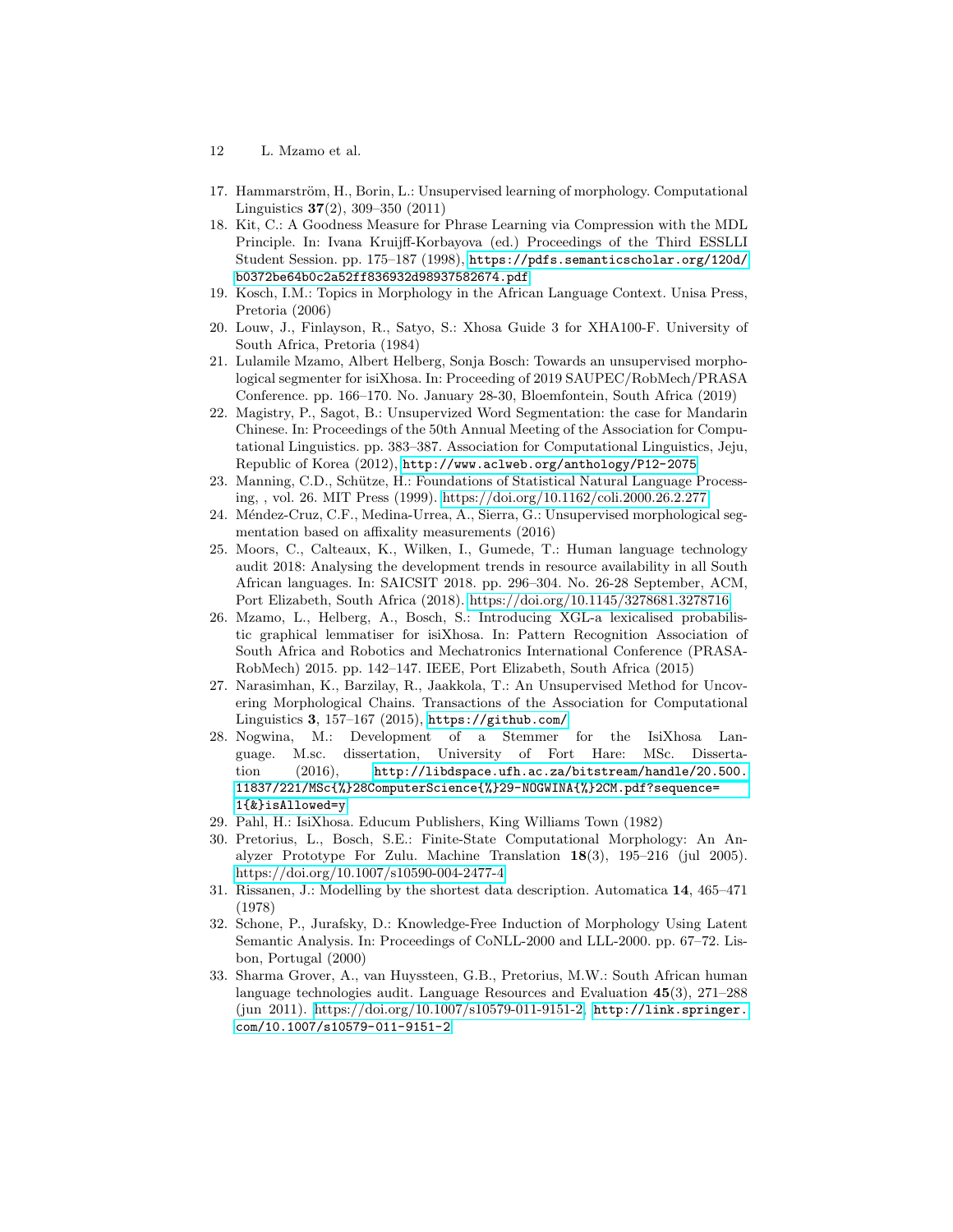17. Hammarström, H., Borin, L.: Unsupervised learning of morphology. Computational Linguistics **37**(2), 309–350 (2011)
18. Kit, C.: A Goodness Measure for Phrase Learning via Compression with the MDL Principle. In: Ivana Kruijff-Korbayova (ed.) Proceedings of the Third ESSLLI Student Session. pp. 175–187 (1998), https://pdfs.semanticscholar.org/120d/b0372be64b0c2a52ff836932d98937582674.pdf
19. Kosch, I.M.: Topics in Morphology in the African Language Context. Unisa Press, Pretoria (2006)
20. Louw, J., Finlayson, R., Satyo, S.: Xhosa Guide 3 for XHA100-F. University of South Africa, Pretoria (1984)
21. Lulamile Mzamo, Albert Helberg, Sonja Bosch: Towards an unsupervised morphological segmenter for isiXhosa. In: Proceeding of 2019 SAUPEC/RobMech/PRASA Conference. pp. 166–170. No. January 28-30, Bloemfontein, South Africa (2019)
22. Magistry, P., Sagot, B.: Unsupervized Word Segmentation: the case for Mandarin Chinese. In: Proceedings of the 50th Annual Meeting of the Association for Computational Linguistics. pp. 383–387. Association for Computational Linguistics, Jeju, Republic of Korea (2012), http://www.aclweb.org/anthology/P12-2075
23. Manning, C.D., Schütze, H.: Foundations of Statistical Natural Language Processing, , vol. 26. MIT Press (1999). https://doi.org/10.1162/coli.2000.26.2.277
24. Méndez-Cruz, C.F., Medina-Urrea, A., Sierra, G.: Unsupervised morphological segmentation based on affixality measurements (2016)
25. Moors, C., Calteaux, K., Wilken, I., Gumede, T.: Human language technology audit 2018: Analysing the development trends in resource availability in all South African languages. In: SAICSIT 2018. pp. 296–304. No. 26-28 September, ACM, Port Elizabeth, South Africa (2018). https://doi.org/10.1145/3278681.3278716
26. Mzamo, L., Helberg, A., Bosch, S.: Introducing XGL-a lexicalised probabilistic graphical lemmatiser for isiXhosa. In: Pattern Recognition Association of South Africa and Robotics and Mechatronics International Conference (PRASA-RobMech) 2015. pp. 142–147. IEEE, Port Elizabeth, South Africa (2015)
27. Narasimhan, K., Barzilay, R., Jaakkola, T.: An Unsupervised Method for Uncovering Morphological Chains. Transactions of the Association for Computational Linguistics **3**, 157–167 (2015), https://github.com/
28. Nogwina, M.: Development of a Stemmer for the IsiXhosa Language. M.sc. dissertation, University of Fort Hare: MSc. Dissertation (2016), http://libdspace.ufh.ac.za/bitstream/handle/20.500.11837/221/MSc{%}28ComputerScience{%}29-NOGWINA{%}2CM.pdf?sequence=1{&}isAllowed=y
29. Pahl, H.: IsiXhosa. Educum Publishers, King Williams Town (1982)
30. Pretorius, L., Bosch, S.E.: Finite-State Computational Morphology: An Analyzer Prototype For Zulu. Machine Translation **18**(3), 195–216 (jul 2005). https://doi.org/10.1007/s10590-004-2477-4
31. Rissanen, J.: Modelling by the shortest data description. Automatica **14**, 465–471 (1978)
32. Schone, P., Jurafsky, D.: Knowledge-Free Induction of Morphology Using Latent Semantic Analysis. In: Proceedings of CoNLL-2000 and LLL-2000. pp. 67–72. Lisbon, Portugal (2000)
33. Sharma Grover, A., van Huyssteen, G.B., Pretorius, M.W.: South African human language technologies audit. Language Resources and Evaluation **45**(3), 271–288 (jun 2011). https://doi.org/10.1007/s10579-011-9151-2, http://link.springer.com/10.1007/s10579-011-9151-2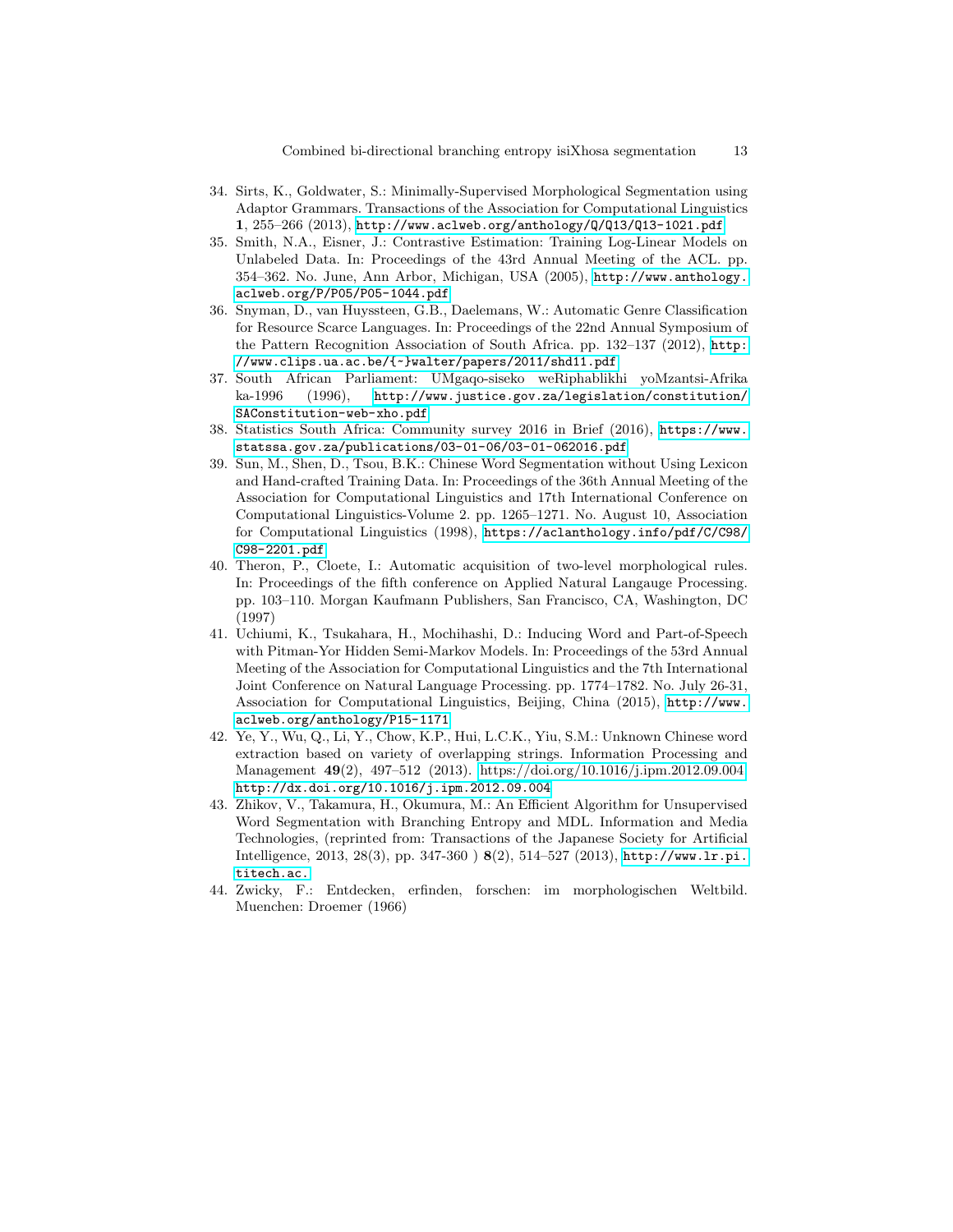34. Sirts, K., Goldwater, S.: Minimally-Supervised Morphological Segmentation using Adaptor Grammars. Transactions of the Association for Computational Linguistics **1**, 255–266 (2013), http://www.aclweb.org/anthology/Q/Q13/Q13-1021.pdf
35. Smith, N.A., Eisner, J.: Contrastive Estimation: Training Log-Linear Models on Unlabeled Data. In: Proceedings of the 43rd Annual Meeting of the ACL. pp. 354–362. No. June, Ann Arbor, Michigan, USA (2005), http://www.anthology.aclweb.org/P/P05/P05-1044.pdf
36. Snyman, D., van Huyssteen, G.B., Daelemans, W.: Automatic Genre Classification for Resource Scarce Languages. In: Proceedings of the 22nd Annual Symposium of the Pattern Recognition Association of South Africa. pp. 132–137 (2012), http://www.clips.ua.ac.be/{~}walter/papers/2011/shd11.pdf
37. South African Parliament: UMgaqo-siseko weRiphablikhi yoMzantsi-Afrika ka-1996 (1996), http://www.justice.gov.za/legislation/constitution/SAConstitution-web-xho.pdf
38. Statistics South Africa: Community survey 2016 in Brief (2016), https://www.statssa.gov.za/publications/03-01-06/03-01-062016.pdf
39. Sun, M., Shen, D., Tsou, B.K.: Chinese Word Segmentation without Using Lexicon and Hand-crafted Training Data. In: Proceedings of the 36th Annual Meeting of the Association for Computational Linguistics and 17th International Conference on Computational Linguistics-Volume 2. pp. 1265–1271. No. August 10, Association for Computational Linguistics (1998), https://aclanthology.info/pdf/C/C98/C98-2201.pdf
40. Theron, P., Cloete, I.: Automatic acquisition of two-level morphological rules. In: Proceedings of the fifth conference on Applied Natural Langauge Processing. pp. 103–110. Morgan Kaufmann Publishers, San Francisco, CA, Washington, DC (1997)
41. Uchiumi, K., Tsukahara, H., Mochihashi, D.: Inducing Word and Part-of-Speech with Pitman-Yor Hidden Semi-Markov Models. In: Proceedings of the 53rd Annual Meeting of the Association for Computational Linguistics and the 7th International Joint Conference on Natural Language Processing. pp. 1774–1782. No. July 26-31, Association for Computational Linguistics, Beijing, China (2015), http://www.aclweb.org/anthology/P15-1171
42. Ye, Y., Wu, Q., Li, Y., Chow, K.P., Hui, L.C.K., Yiu, S.M.: Unknown Chinese word extraction based on variety of overlapping strings. Information Processing and Management **49**(2), 497–512 (2013). https://doi.org/10.1016/j.ipm.2012.09.004, http://dx.doi.org/10.1016/j.ipm.2012.09.004
43. Zhikov, V., Takamura, H., Okumura, M.: An Efficient Algorithm for Unsupervised Word Segmentation with Branching Entropy and MDL. Information and Media Technologies, (reprinted from: Transactions of the Japanese Society for Artificial Intelligence, 2013, 28(3), pp. 347-360 ) **8**(2), 514–527 (2013), http://www.lr.pi.titech.ac.
44. Zwicky, F.: Entdecken, erfinden, forschen: im morphologischen Weltbild. Muenchen: Droemer (1966)